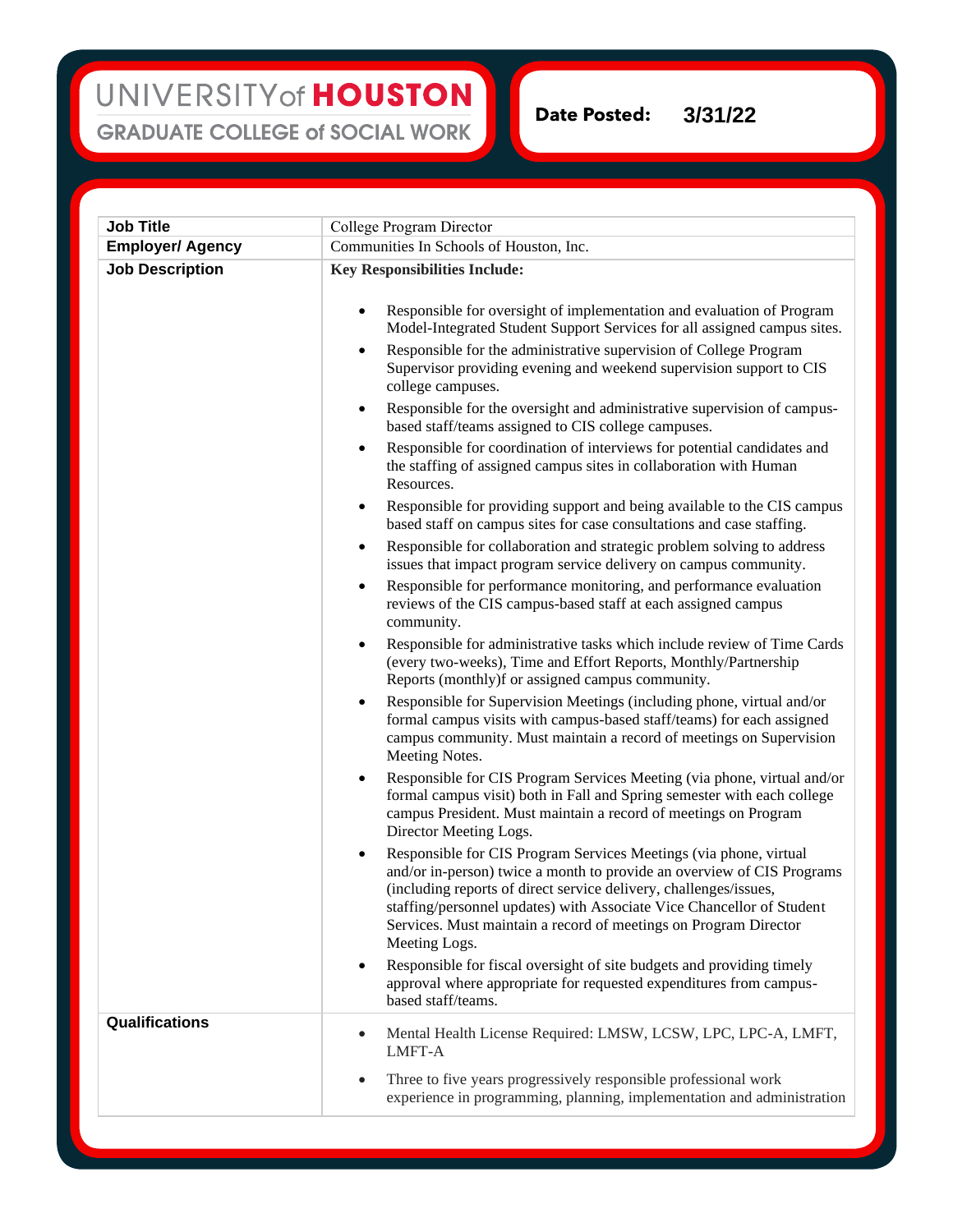UNIVERSITY of **HOUSTON**
GRADUATE COLLEGE of SOCIAL WORK

**Date Posted:** **3/31/22**

| | |
|---|---|
| **Job Title** | College Program Director |
| **Employer/ Agency** | Communities In Schools of Houston, Inc. |
| **Job Description** | **Key Responsibilities Include:**<br><br>• Responsible for oversight of implementation and evaluation of Program Model-Integrated Student Support Services for all assigned campus sites.<br>• Responsible for the administrative supervision of College Program Supervisor providing evening and weekend supervision support to CIS college campuses.<br>• Responsible for the oversight and administrative supervision of campus-based staff/teams assigned to CIS college campuses.<br>• Responsible for coordination of interviews for potential candidates and the staffing of assigned campus sites in collaboration with Human Resources.<br>• Responsible for providing support and being available to the CIS campus based staff on campus sites for case consultations and case staffing.<br>• Responsible for collaboration and strategic problem solving to address issues that impact program service delivery on campus community.<br>• Responsible for performance monitoring, and performance evaluation reviews of the CIS campus-based staff at each assigned campus community.<br>• Responsible for administrative tasks which include review of Time Cards (every two-weeks), Time and Effort Reports, Monthly/Partnership Reports (monthly)f or assigned campus community.<br>• Responsible for Supervision Meetings (including phone, virtual and/or formal campus visits with campus-based staff/teams) for each assigned campus community. Must maintain a record of meetings on Supervision Meeting Notes.<br>• Responsible for CIS Program Services Meeting (via phone, virtual and/or formal campus visit) both in Fall and Spring semester with each college campus President. Must maintain a record of meetings on Program Director Meeting Logs.<br>• Responsible for CIS Program Services Meetings (via phone, virtual and/or in-person) twice a month to provide an overview of CIS Programs (including reports of direct service delivery, challenges/issues, staffing/personnel updates) with Associate Vice Chancellor of Student Services. Must maintain a record of meetings on Program Director Meeting Logs.<br>• Responsible for fiscal oversight of site budgets and providing timely approval where appropriate for requested expenditures from campus-based staff/teams. |
| **Qualifications** | • Mental Health License Required: LMSW, LCSW, LPC, LPC-A, LMFT, LMFT-A<br>• Three to five years progressively responsible professional work experience in programming, planning, implementation and administration |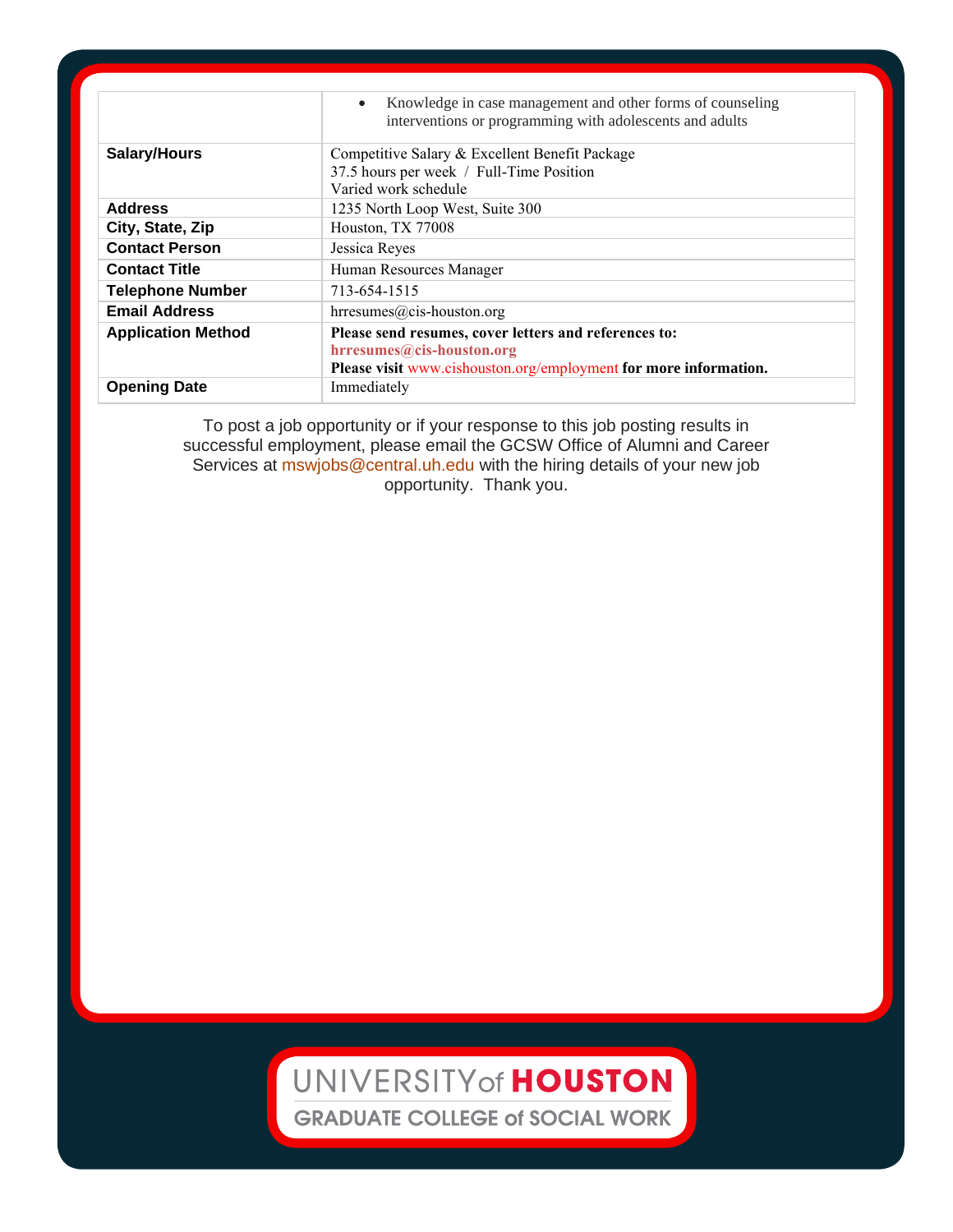| | |
|---|---|
| | • Knowledge in case management and other forms of counseling interventions or programming with adolescents and adults |
| **Salary/Hours** | Competitive Salary & Excellent Benefit Package<br>37.5 hours per week / Full-Time Position<br>Varied work schedule |
| **Address** | 1235 North Loop West, Suite 300 |
| **City, State, Zip** | Houston, TX 77008 |
| **Contact Person** | Jessica Reyes |
| **Contact Title** | Human Resources Manager |
| **Telephone Number** | 713-654-1515 |
| **Email Address** | hrresumes@cis-houston.org |
| **Application Method** | **Please send resumes, cover letters and references to:**<br>**hrresumes@cis-houston.org**<br>**Please visit** www.cishouston.org/employment **for more information.** |
| **Opening Date** | Immediately |

To post a job opportunity or if your response to this job posting results in successful employment, please email the GCSW Office of Alumni and Career Services at mswjobs@central.uh.edu with the hiring details of your new job opportunity. Thank you.

UNIVERSITY of HOUSTON
GRADUATE COLLEGE of SOCIAL WORK